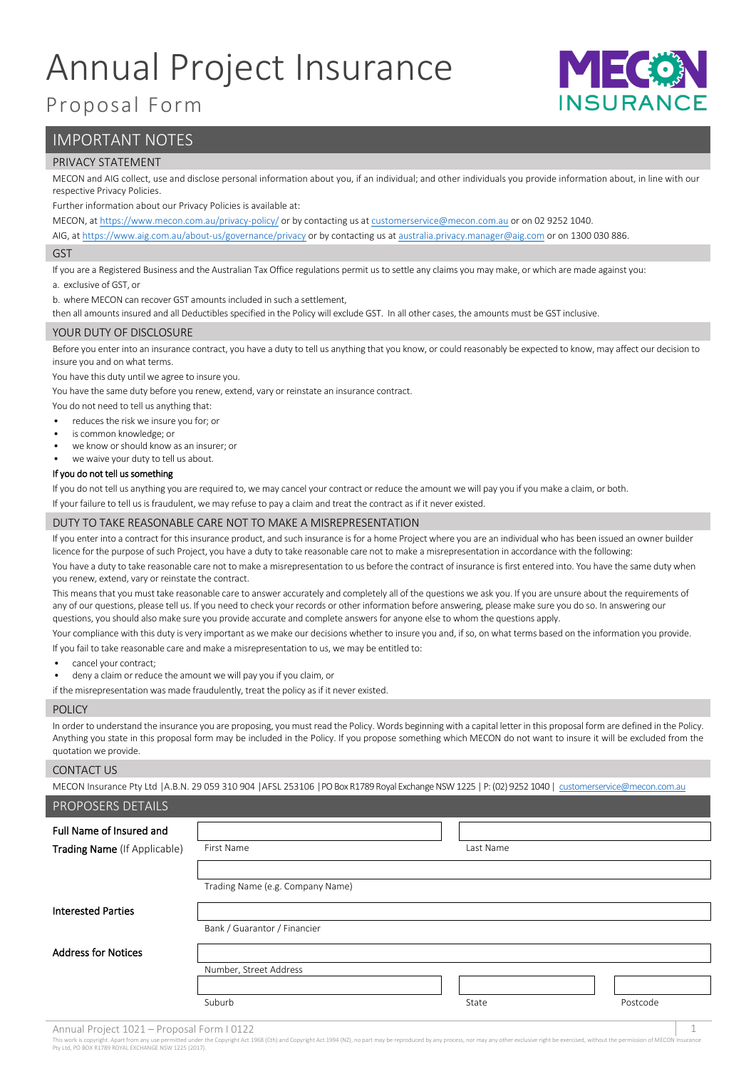# Annual Project Insurance

## Proposal Form

MECON INSURANCE

## IMPORTANT NOTES

### PRIVACY STATEMENT

MECON and AIG collect, use and disclose personal information about you, if an individual; and other individuals you provide information about, in line with our respective Privacy Policies.

Further information about our Privacy Policies is available at:

MECON, at https://www.mecon.com.au/privacy-policy/ or by contacting us at customerservice@mecon.com.au or on 02 9252 1040.

AIG, at https://www.aig.com.au/about-us/governance/privacy or by contacting us at australia.privacy.manager@aig.com or on 1300 030 886.

### GST

If you are a Registered Business and the Australian Tax Office regulations permit us to settle any claims you may make, or which are made against you:

a. exclusive of GST, or

b. where MECON can recover GST amounts included in such a settlement,

then all amounts insured and all Deductibles specified in the Policy will exclude GST. In all other cases, the amounts must be GST inclusive.

### YOUR DUTY OF DISCLOSURE

Before you enter into an insurance contract, you have a duty to tell us anything that you know, or could reasonably be expected to know, may affect our decision to insure you and on what terms.

You have this duty until we agree to insure you.

You have the same duty before you renew, extend, vary or reinstate an insurance contract.

You do not need to tell us anything that:

- reduces the risk we insure you for; or
- is common knowledge; or
- we know or should know as an insurer; or
- we waive your duty to tell us about.

**If you do not tell us something**

If you do not tell us anything you are required to, we may cancel your contract or reduce the amount we will pay you if you make a claim, or both.

If your failure to tell us is fraudulent, we may refuse to pay a claim and treat the contract as if it never existed.

### DUTY TO TAKE REASONABLE CARE NOT TO MAKE A MISREPRESENTATION

If you enter into a contract for this insurance product, and such insurance is for a home Project where you are an individual who has been issued an owner builder licence for the purpose of such Project, you have a duty to take reasonable care not to make a misrepresentation in accordance with the following:

You have a duty to take reasonable care not to make a misrepresentation to us before the contract of insurance is first entered into. You have the same duty when you renew, extend, vary or reinstate the contract.

This means that you must take reasonable care to answer accurately and completely all of the questions we ask you. If you are unsure about the requirements of any of our questions, please tell us. If you need to check your records or other information before answering, please make sure you do so. In answering our questions, you should also make sure you provide accurate and complete answers for anyone else to whom the questions apply.

Your compliance with this duty is very important as we make our decisions whether to insure you and, if so, on what terms based on the information you provide.

If you fail to take reasonable care and make a misrepresentation to us, we may be entitled to:

- cancel your contract;
- deny a claim or reduce the amount we will pay you if you claim, or

if the misrepresentation was made fraudulently, treat the policy as if it never existed.

### POLICY

In order to understand the insurance you are proposing, you must read the Policy. Words beginning with a capital letter in this proposal form are defined in the Policy. Anything you state in this proposal form may be included in the Policy. If you propose something which MECON do not want to insure it will be excluded from the quotation we provide.

### CONTACT US

MECON Insurance Pty Ltd |A.B.N. 29 059 310 904 |AFSL 253106 |PO Box R1789 Royal Exchange NSW 1225 | P: (02) 9252 1040 | customerservice@mecon.com.au

## PROPOSERS DETAILS

| | | | |
|---|---|---|---|
| **Full Name of Insured and Trading Name** (If Applicable) | First Name | Last Name | |
| | Trading Name (e.g. Company Name) | | |
| **Interested Parties** | Bank / Guarantor / Financier | | |
| **Address for Notices** | Number, Street Address | | |
| | Suburb | State | Postcode |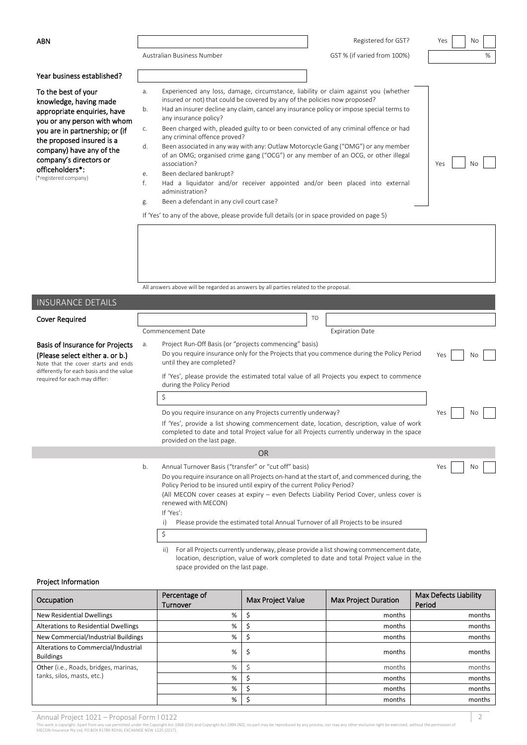**ABN**

| | | | |
|---|---|---|---|
| Australian Business Number | | Registered for GST? | Yes ☐ No ☐ |
| | | GST % (if varied from 100%) | % |

**Year business established?**

**To the best of your knowledge, having made appropriate enquiries, have you or any person with whom you are in partnership; or (if the proposed insured is a company) have any of the company's directors or officeholders*:**
(*registered company)

a. Experienced any loss, damage, circumstance, liability or claim against you (whether insured or not) that could be covered by any of the policies now proposed?
b. Had an insurer decline any claim, cancel any insurance policy or impose special terms to any insurance policy?
c. Been charged with, pleaded guilty to or been convicted of any criminal offence or had any criminal offence proved?
d. Been associated in any way with any: Outlaw Motorcycle Gang ("OMG") or any member of an OMG; organised crime gang ("OCG") or any member of an OCG, or other illegal association?
e. Been declared bankrupt?
f. Had a liquidator and/or receiver appointed and/or been placed into external administration?
g. Been a defendant in any civil court case?

Yes ☐ No ☐

If 'Yes' to any of the above, please provide full details (or in space provided on page 5)

All answers above will be regarded as answers by all parties related to the proposal.

## INSURANCE DETAILS

**Cover Required**

Commencement Date ____________ TO Expiration Date ____________

**Basis of Insurance for Projects (Please select either a. or b.)**
Note that the cover starts and ends differently for each basis and the value required for each may differ:

a. Project Run-Off Basis (or "projects commencing" basis)
Do you require insurance only for the Projects that you commence during the Policy Period until they are completed? Yes ☐ No ☐

If 'Yes', please provide the estimated total value of all Projects you expect to commence during the Policy Period

$

Do you require insurance on any Projects currently underway? Yes ☐ No ☐

If 'Yes', provide a list showing commencement date, location, description, value of work completed to date and total Project value for all Projects currently underway in the space provided on the last page.

OR

b. Annual Turnover Basis ("transfer" or "cut off" basis) Yes ☐ No ☐
Do you require insurance on all Projects on-hand at the start of, and commenced during, the Policy Period to be insured until expiry of the current Policy Period?
(All MECON cover ceases at expiry – even Defects Liability Period Cover, unless cover is renewed with MECON)
If 'Yes':
i) Please provide the estimated total Annual Turnover of all Projects to be insured

$

ii) For all Projects currently underway, please provide a list showing commencement date, location, description, value of work completed to date and total Project value in the space provided on the last page.

### Project Information

| Occupation | Percentage of Turnover | Max Project Value | Max Project Duration | Max Defects Liability Period |
|---|---|---|---|---|
| New Residential Dwellings | % | $ | months | months |
| Alterations to Residential Dwellings | % | $ | months | months |
| New Commercial/Industrial Buildings | % | $ | months | months |
| Alterations to Commercial/Industrial Buildings | % | $ | months | months |
| Other (i.e., Roads, bridges, marinas, tanks, silos, masts, etc.) | % | $ | months | months |
| | % | $ | months | months |
| | % | $ | months | months |
| | % | $ | months | months |

Annual Project 1021 – Proposal Form I 0122
This work is copyright. Apart from any use permitted under the Copyright Act 1968 (Cth) and Copyright Act 1994 (NZ), no part may be reproduced by any process, nor may any other exclusive right be exercised, without the permission of MECON Insurance Pty Ltd, PO BOX R1789 ROYAL EXCHANGE NSW 1225 (2017).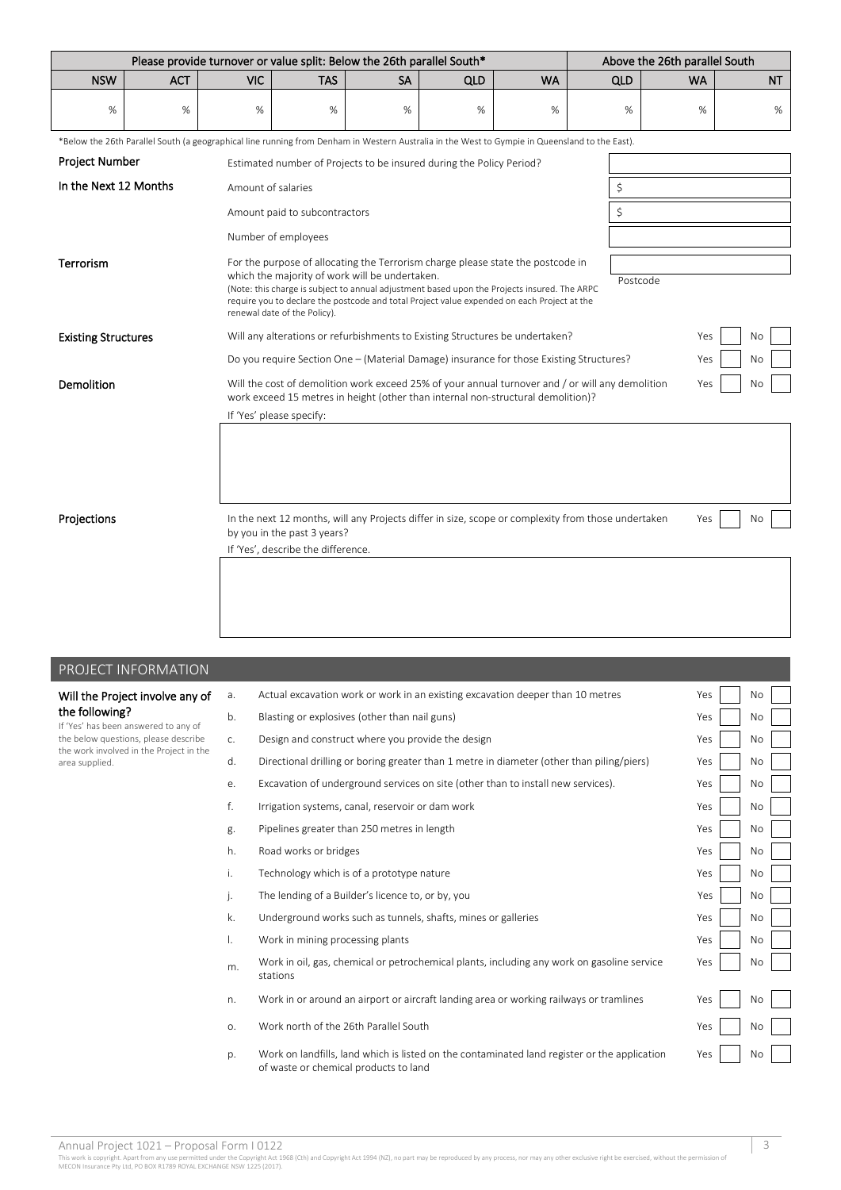| Please provide turnover or value split: Below the 26th parallel South* | | | | | | | Above the 26th parallel South | | |
|---|---|---|---|---|---|---|---|---|---|
| NSW | ACT | VIC | TAS | SA | QLD | WA | QLD | WA | NT |
| % | % | % | % | % | % | % | % | % | % |

*Below the 26th Parallel South (a geographical line running from Denham in Western Australia in the West to Gympie in Queensland to the East).

**Project Number**

**In the Next 12 Months**

| | |
|---|---|
| Estimated number of Projects to be insured during the Policy Period? | |
| Amount of salaries | $ |
| Amount paid to subcontractors | $ |
| Number of employees | |

**Terrorism**

For the purpose of allocating the Terrorism charge please state the postcode in which the majority of work will be undertaken.
(Note: this charge is subject to annual adjustment based upon the Projects insured. The ARPC require you to declare the postcode and total Project value expended on each Project at the renewal date of the Policy).

Postcode

**Existing Structures**

| | | |
|---|---|---|
| Will any alterations or refurbishments to Existing Structures be undertaken? | Yes ☐ | No ☐ |
| Do you require Section One – (Material Damage) insurance for those Existing Structures? | Yes ☐ | No ☐ |

**Demolition**

Will the cost of demolition work exceed 25% of your annual turnover and / or will any demolition work exceed 15 metres in height (other than internal non-structural demolition)? Yes ☐ No ☐

If 'Yes' please specify:

**Projections**

In the next 12 months, will any Projects differ in size, scope or complexity from those undertaken by you in the past 3 years? Yes ☐ No ☐

If 'Yes', describe the difference.

## PROJECT INFORMATION

**Will the Project involve any of the following?**

If 'Yes' has been answered to any of the below questions, please describe the work involved in the Project in the area supplied.

| | | | |
|---|---|---|---|
| a. | Actual excavation work or work in an existing excavation deeper than 10 metres | Yes ☐ | No ☐ |
| b. | Blasting or explosives (other than nail guns) | Yes ☐ | No ☐ |
| c. | Design and construct where you provide the design | Yes ☐ | No ☐ |
| d. | Directional drilling or boring greater than 1 metre in diameter (other than piling/piers) | Yes ☐ | No ☐ |
| e. | Excavation of underground services on site (other than to install new services). | Yes ☐ | No ☐ |
| f. | Irrigation systems, canal, reservoir or dam work | Yes ☐ | No ☐ |
| g. | Pipelines greater than 250 metres in length | Yes ☐ | No ☐ |
| h. | Road works or bridges | Yes ☐ | No ☐ |
| i. | Technology which is of a prototype nature | Yes ☐ | No ☐ |
| j. | The lending of a Builder's licence to, or by, you | Yes ☐ | No ☐ |
| k. | Underground works such as tunnels, shafts, mines or galleries | Yes ☐ | No ☐ |
| l. | Work in mining processing plants | Yes ☐ | No ☐ |
| m. | Work in oil, gas, chemical or petrochemical plants, including any work on gasoline service stations | Yes ☐ | No ☐ |
| n. | Work in or around an airport or aircraft landing area or working railways or tramlines | Yes ☐ | No ☐ |
| o. | Work north of the 26th Parallel South | Yes ☐ | No ☐ |
| p. | Work on landfills, land which is listed on the contaminated land register or the application of waste or chemical products to land | Yes ☐ | No ☐ |

Annual Project 1021 – Proposal Form I 0122

This work is copyright. Apart from any use permitted under the Copyright Act 1968 (Cth) and Copyright Act 1994 (NZ), no part may be reproduced by any process, nor may any other exclusive right be exercised, without the permission of MECON Insurance Pty Ltd, PO BOX R1789 ROYAL EXCHANGE NSW 1225 (2017).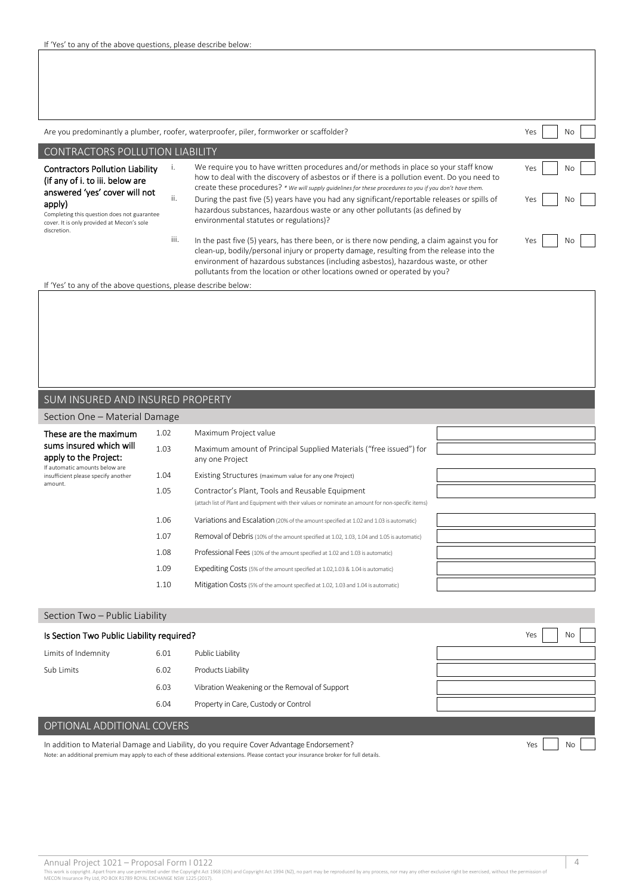If 'Yes' to any of the above questions, please describe below:

Are you predominantly a plumber, roofer, waterproofer, piler, formworker or scaffolder? Yes [ ] No [ ]

## CONTRACTORS POLLUTION LIABILITY

**Contractors Pollution Liability (if any of i. to iii. below are answered 'yes' cover will not apply)**

Completing this question does not guarantee cover. It is only provided at Mecon's sole discretion.

i. We require you to have written procedures and/or methods in place so your staff know how to deal with the discovery of asbestos or if there is a pollution event. Do you need to create these procedures? *\* We will supply guidelines for these procedures to you if you don't have them.* Yes [ ] No [ ]

ii. During the past five (5) years have you had any significant/reportable releases or spills of hazardous substances, hazardous waste or any other pollutants (as defined by environmental statutes or regulations)? Yes [ ] No [ ]

iii. In the past five (5) years, has there been, or is there now pending, a claim against you for clean-up, bodily/personal injury or property damage, resulting from the release into the environment of hazardous substances (including asbestos), hazardous waste, or other pollutants from the location or other locations owned or operated by you? Yes [ ] No [ ]

If 'Yes' to any of the above questions, please describe below:

## SUM INSURED AND INSURED PROPERTY

### Section One – Material Damage

**These are the maximum sums insured which will apply to the Project:**

If automatic amounts below are insufficient please specify another amount.

| | | |
|---|---|---|
| 1.02 | Maximum Project value | |
| 1.03 | Maximum amount of Principal Supplied Materials ("free issued") for any one Project | |
| 1.04 | Existing Structures (maximum value for any one Project) | |
| 1.05 | Contractor's Plant, Tools and Reusable Equipment (attach list of Plant and Equipment with their values or nominate an amount for non-specific items) | |
| 1.06 | Variations and Escalation (20% of the amount specified at 1.02 and 1.03 is automatic) | |
| 1.07 | Removal of Debris (10% of the amount specified at 1.02, 1.03, 1.04 and 1.05 is automatic) | |
| 1.08 | Professional Fees (10% of the amount specified at 1.02 and 1.03 is automatic) | |
| 1.09 | Expediting Costs (5% of the amount specified at 1.02,1.03 & 1.04 is automatic) | |
| 1.10 | Mitigation Costs (5% of the amount specified at 1.02, 1.03 and 1.04 is automatic) | |

### Section Two – Public Liability

**Is Section Two Public Liability required?** Yes [ ] No [ ]

| | | | |
|---|---|---|---|
| Limits of Indemnity | 6.01 | Public Liability | |
| Sub Limits | 6.02 | Products Liability | |
| | 6.03 | Vibration Weakening or the Removal of Support | |
| | 6.04 | Property in Care, Custody or Control | |

## OPTIONAL ADDITIONAL COVERS

In addition to Material Damage and Liability, do you require Cover Advantage Endorsement? Yes [ ] No [ ]

Note: an additional premium may apply to each of these additional extensions. Please contact your insurance broker for full details.

Annual Project 1021 – Proposal Form I 0122

This work is copyright. Apart from any use permitted under the Copyright Act 1968 (Cth) and Copyright Act 1994 (NZ), no part may be reproduced by any process, nor may any other exclusive right be exercised, without the permission of MECON Insurance Pty Ltd, PO BOX R1789 ROYAL EXCHANGE NSW 1225 (2017).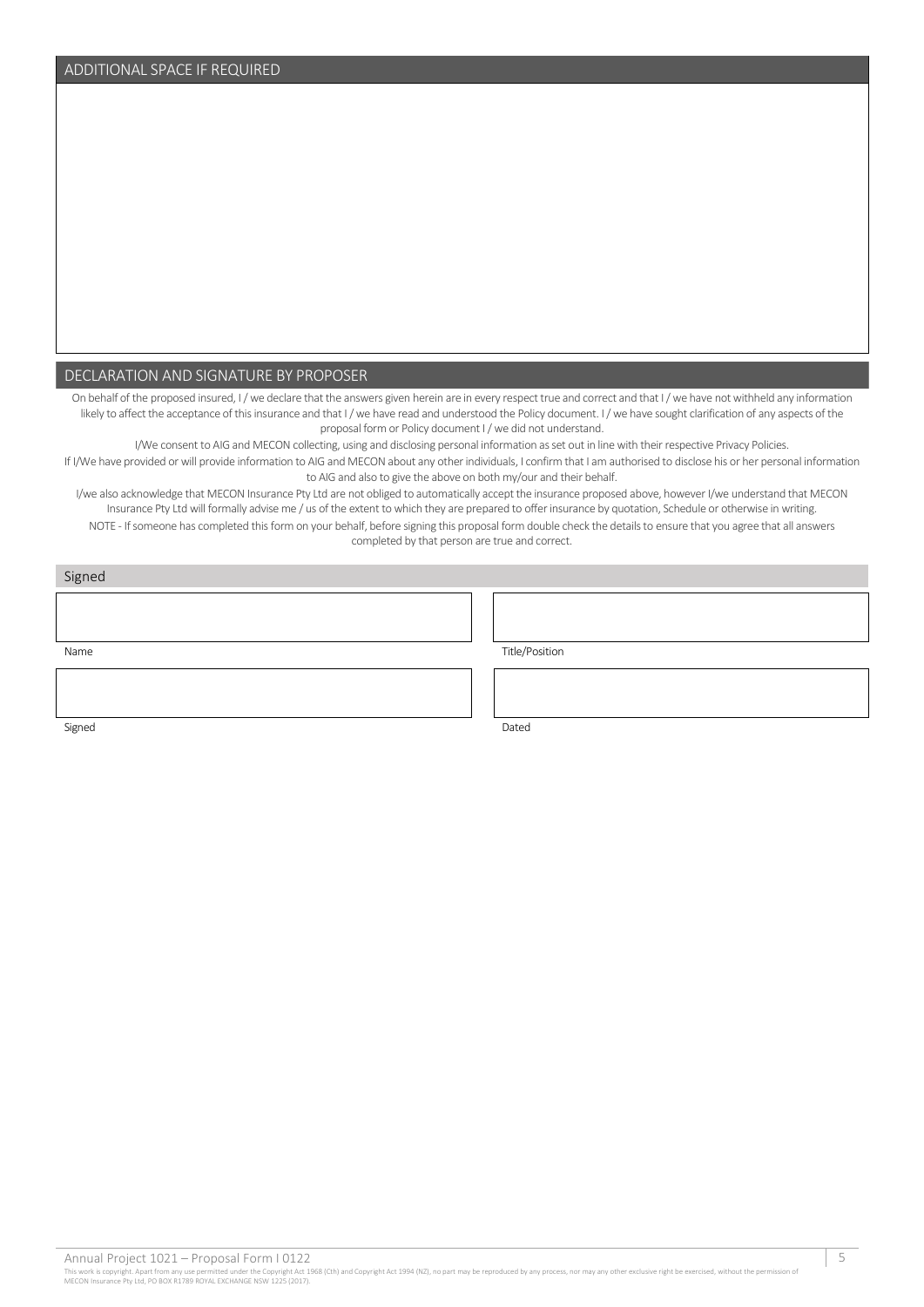## ADDITIONAL SPACE IF REQUIRED

## DECLARATION AND SIGNATURE BY PROPOSER

On behalf of the proposed insured, I / we declare that the answers given herein are in every respect true and correct and that I / we have not withheld any information likely to affect the acceptance of this insurance and that I / we have read and understood the Policy document. I / we have sought clarification of any aspects of the proposal form or Policy document I / we did not understand.

I/We consent to AIG and MECON collecting, using and disclosing personal information as set out in line with their respective Privacy Policies.

If I/We have provided or will provide information to AIG and MECON about any other individuals, I confirm that I am authorised to disclose his or her personal information to AIG and also to give the above on both my/our and their behalf.

I/we also acknowledge that MECON Insurance Pty Ltd are not obliged to automatically accept the insurance proposed above, however I/we understand that MECON Insurance Pty Ltd will formally advise me / us of the extent to which they are prepared to offer insurance by quotation, Schedule or otherwise in writing.

NOTE - If someone has completed this form on your behalf, before signing this proposal form double check the details to ensure that you agree that all answers completed by that person are true and correct.

### Signed

| | |
|---|---|
| Name | Title/Position |
| Signed | Dated |

Annual Project 1021 – Proposal Form I 0122

This work is copyright. Apart from any use permitted under the Copyright Act 1968 (Cth) and Copyright Act 1994 (NZ), no part may be reproduced by any process, nor may any other exclusive right be exercised, without the permission of MECON Insurance Pty Ltd, PO BOX R1789 ROYAL EXCHANGE NSW 1225 (2017).